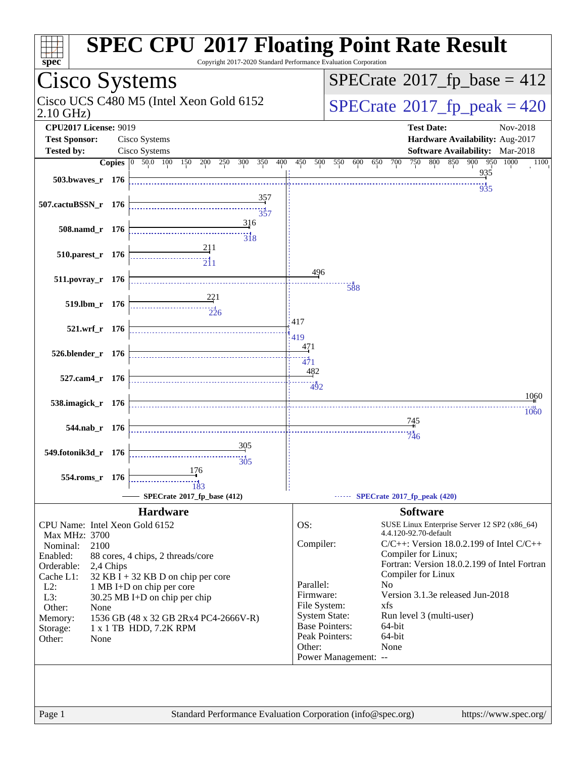# SPEC CPU 2017 Floating Point Rate Result

Copyright 2017-2020 Standard Performance Evaluation Corporation

## Cisco Systems

Cisco UCS C480 M5 (Intel Xeon Gold 6152 2.10 GHz)

SPECrate 2017_fp_base = 412

SPECrate 2017_fp_peak = 420

**CPU2017 License:** 9019
**Test Sponsor:** Cisco Systems
**Tested by:** Cisco Systems

**Test Date:** Nov-2018
**Hardware Availability:** Aug-2017
**Software Availability:** Mar-2018

Copies 0 50.0 100 150 200 250 300 350 400 450 500 550 600 650 700 750 800 850 900 950 1000 1100

503.bwaves_r 176 935 935
507.cactuBSSN_r 176 357 357
508.namd_r 176 316 318
510.parest_r 176 211 211
511.povray_r 176 496 588
519.lbm_r 176 221 226
521.wrf_r 176 417 419
526.blender_r 176 471 471
527.cam4_r 176 482 492
538.imagick_r 176 1060 1060
544.nab_r 176 745 746
549.fotonik3d_r 176 305 305
554.roms_r 176 176 183

SPECrate 2017_fp_base (412)
SPECrate 2017_fp_peak (420)

### Hardware

CPU Name: Intel Xeon Gold 6152
Max MHz: 3700
Nominal: 2100
Enabled: 88 cores, 4 chips, 2 threads/core
Orderable: 2,4 Chips
Cache L1: 32 KB I + 32 KB D on chip per core
L2: 1 MB I+D on chip per core
L3: 30.25 MB I+D on chip per chip
Other: None
Memory: 1536 GB (48 x 32 GB 2Rx4 PC4-2666V-R)
Storage: 1 x 1 TB HDD, 7.2K RPM
Other: None

### Software

OS: SUSE Linux Enterprise Server 12 SP2 (x86_64) 4.4.120-92.70-default
Compiler: C/C++: Version 18.0.2.199 of Intel C/C++ Compiler for Linux; Fortran: Version 18.0.2.199 of Intel Fortran Compiler for Linux
Parallel: No
Firmware: Version 3.1.3e released Jun-2018
File System: xfs
System State: Run level 3 (multi-user)
Base Pointers: 64-bit
Peak Pointers: 64-bit
Other: None
Power Management: --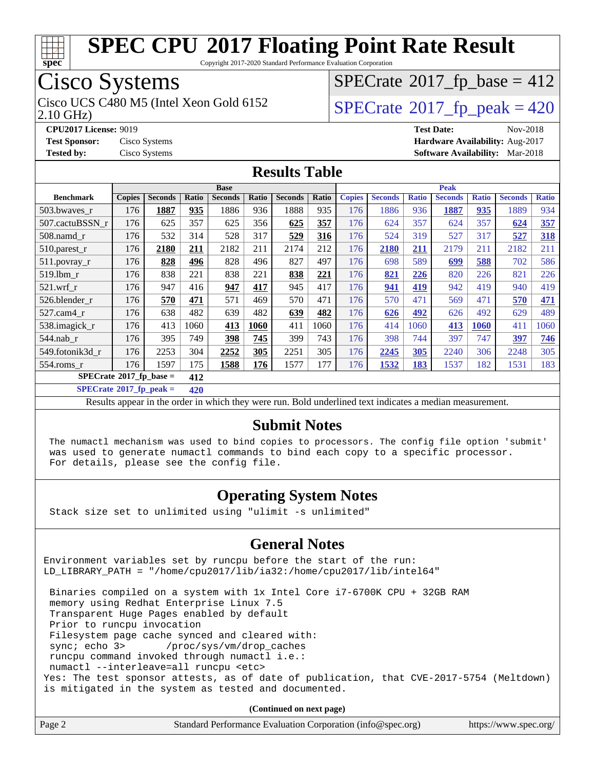# SPEC CPU 2017 Floating Point Rate Result

Copyright 2017-2020 Standard Performance Evaluation Corporation

## Cisco Systems

Cisco UCS C480 M5 (Intel Xeon Gold 6152 2.10 GHz)

SPECrate 2017_fp_base = 412

SPECrate 2017_fp_peak = 420

**CPU2017 License:** 9019
**Test Sponsor:** Cisco Systems
**Tested by:** Cisco Systems
**Test Date:** Nov-2018
**Hardware Availability:** Aug-2017
**Software Availability:** Mar-2018

## Results Table

| | Base | | | | | | | Peak | | | | | | |
|---|---|---|---|---|---|---|---|---|---|---|---|---|---|---|
| **Benchmark** | **Copies** | **Seconds** | **Ratio** | **Seconds** | **Ratio** | **Seconds** | **Ratio** | **Copies** | **Seconds** | **Ratio** | **Seconds** | **Ratio** | **Seconds** | **Ratio** |
| 503.bwaves_r | 176 | **1887** | **935** | 1886 | 936 | 1888 | 935 | 176 | 1886 | 936 | **1887** | **935** | 1889 | 934 |
| 507.cactuBSSN_r | 176 | 625 | 357 | 625 | 356 | **625** | **357** | 176 | 624 | 357 | 624 | 357 | **624** | **357** |
| 508.namd_r | 176 | 532 | 314 | 528 | 317 | **529** | **316** | 176 | 524 | 319 | 527 | 317 | **527** | **318** |
| 510.parest_r | 176 | **2180** | **211** | 2182 | 211 | 2174 | 212 | 176 | **2180** | **211** | 2179 | 211 | 2182 | 211 |
| 511.povray_r | 176 | **828** | **496** | 828 | 496 | 827 | 497 | 176 | 698 | 589 | **699** | **588** | 702 | 586 |
| 519.lbm_r | 176 | 838 | 221 | 838 | 221 | **838** | **221** | 176 | **821** | **226** | 820 | 226 | 821 | 226 |
| 521.wrf_r | 176 | 947 | 416 | **947** | **417** | 945 | 417 | 176 | **941** | **419** | 942 | 419 | 940 | 419 |
| 526.blender_r | 176 | **570** | **471** | 571 | 469 | 570 | 471 | 176 | 570 | 471 | 569 | 471 | **570** | **471** |
| 527.cam4_r | 176 | 638 | 482 | 639 | 482 | **639** | **482** | 176 | **626** | **492** | 626 | 492 | 629 | 489 |
| 538.imagick_r | 176 | 413 | 1060 | **413** | **1060** | 411 | 1060 | 176 | 414 | 1060 | **413** | **1060** | 411 | 1060 |
| 544.nab_r | 176 | 395 | 749 | **398** | **745** | 399 | 743 | 176 | 398 | 744 | 397 | 747 | **397** | **746** |
| 549.fotonik3d_r | 176 | 2253 | 304 | **2252** | **305** | 2251 | 305 | 176 | **2245** | **305** | 2240 | 306 | 2248 | 305 |
| 554.roms_r | 176 | 1597 | 175 | **1588** | **176** | 1577 | 177 | 176 | **1532** | **183** | 1537 | 182 | 1531 | 183 |

**SPECrate 2017_fp_base = 412**

**SPECrate 2017_fp_peak = 420**

Results appear in the order in which they were run. Bold underlined text indicates a median measurement.

## Submit Notes

```
The numactl mechanism was used to bind copies to processors. The config file option 'submit'
was used to generate numactl commands to bind each copy to a specific processor.
For details, please see the config file.
```

## Operating System Notes

```
Stack size set to unlimited using "ulimit -s unlimited"
```

## General Notes

```
Environment variables set by runcpu before the start of the run:
LD_LIBRARY_PATH = "/home/cpu2017/lib/ia32:/home/cpu2017/lib/intel64"

 Binaries compiled on a system with 1x Intel Core i7-6700K CPU + 32GB RAM
 memory using Redhat Enterprise Linux 7.5
 Transparent Huge Pages enabled by default
 Prior to runcpu invocation
 Filesystem page cache synced and cleared with:
 sync; echo 3>       /proc/sys/vm/drop_caches
 runcpu command invoked through numactl i.e.:
 numactl --interleave=all runcpu <etc>
Yes: The test sponsor attests, as of date of publication, that CVE-2017-5754 (Meltdown)
is mitigated in the system as tested and documented.
```

**(Continued on next page)**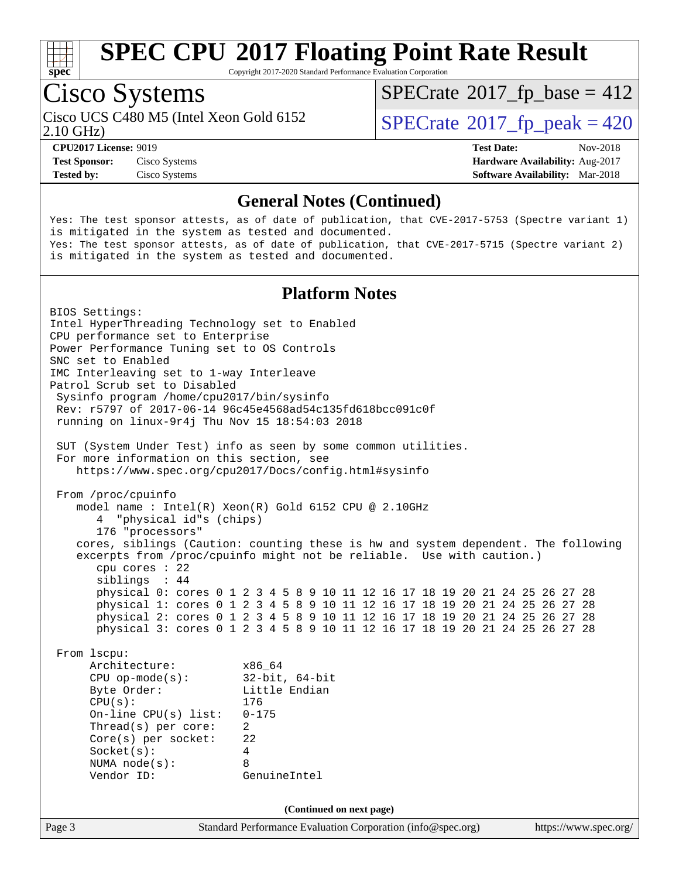# SPEC CPU 2017 Floating Point Rate Result

Copyright 2017-2020 Standard Performance Evaluation Corporation

## Cisco Systems

Cisco UCS C480 M5 (Intel Xeon Gold 6152 2.10 GHz)

SPECrate 2017_fp_base = 412

SPECrate 2017_fp_peak = 420

**CPU2017 License:** 9019
**Test Sponsor:** Cisco Systems
**Tested by:** Cisco Systems

**Test Date:** Nov-2018
**Hardware Availability:** Aug-2017
**Software Availability:** Mar-2018

## General Notes (Continued)

```
Yes: The test sponsor attests, as of date of publication, that CVE-2017-5753 (Spectre variant 1)
is mitigated in the system as tested and documented.
Yes: The test sponsor attests, as of date of publication, that CVE-2017-5715 (Spectre variant 2)
is mitigated in the system as tested and documented.
```

## Platform Notes

```
BIOS Settings:
Intel HyperThreading Technology set to Enabled
CPU performance set to Enterprise
Power Performance Tuning set to OS Controls
SNC set to Enabled
IMC Interleaving set to 1-way Interleave
Patrol Scrub set to Disabled
 Sysinfo program /home/cpu2017/bin/sysinfo
 Rev: r5797 of 2017-06-14 96c45e4568ad54c135fd618bcc091c0f
 running on linux-9r4j Thu Nov 15 18:54:03 2018

 SUT (System Under Test) info as seen by some common utilities.
 For more information on this section, see
    https://www.spec.org/cpu2017/Docs/config.html#sysinfo

 From /proc/cpuinfo
    model name : Intel(R) Xeon(R) Gold 6152 CPU @ 2.10GHz
       4  "physical id"s (chips)
       176 "processors"
    cores, siblings (Caution: counting these is hw and system dependent. The following
    excerpts from /proc/cpuinfo might not be reliable.  Use with caution.)
       cpu cores : 22
       siblings  : 44
       physical 0: cores 0 1 2 3 4 5 8 9 10 11 12 16 17 18 19 20 21 24 25 26 27 28
       physical 1: cores 0 1 2 3 4 5 8 9 10 11 12 16 17 18 19 20 21 24 25 26 27 28
       physical 2: cores 0 1 2 3 4 5 8 9 10 11 12 16 17 18 19 20 21 24 25 26 27 28
       physical 3: cores 0 1 2 3 4 5 8 9 10 11 12 16 17 18 19 20 21 24 25 26 27 28

 From lscpu:
      Architecture:          x86_64
      CPU op-mode(s):        32-bit, 64-bit
      Byte Order:            Little Endian
      CPU(s):                176
      On-line CPU(s) list:   0-175
      Thread(s) per core:    2
      Core(s) per socket:    22
      Socket(s):             4
      NUMA node(s):          8
      Vendor ID:             GenuineIntel
```

(Continued on next page)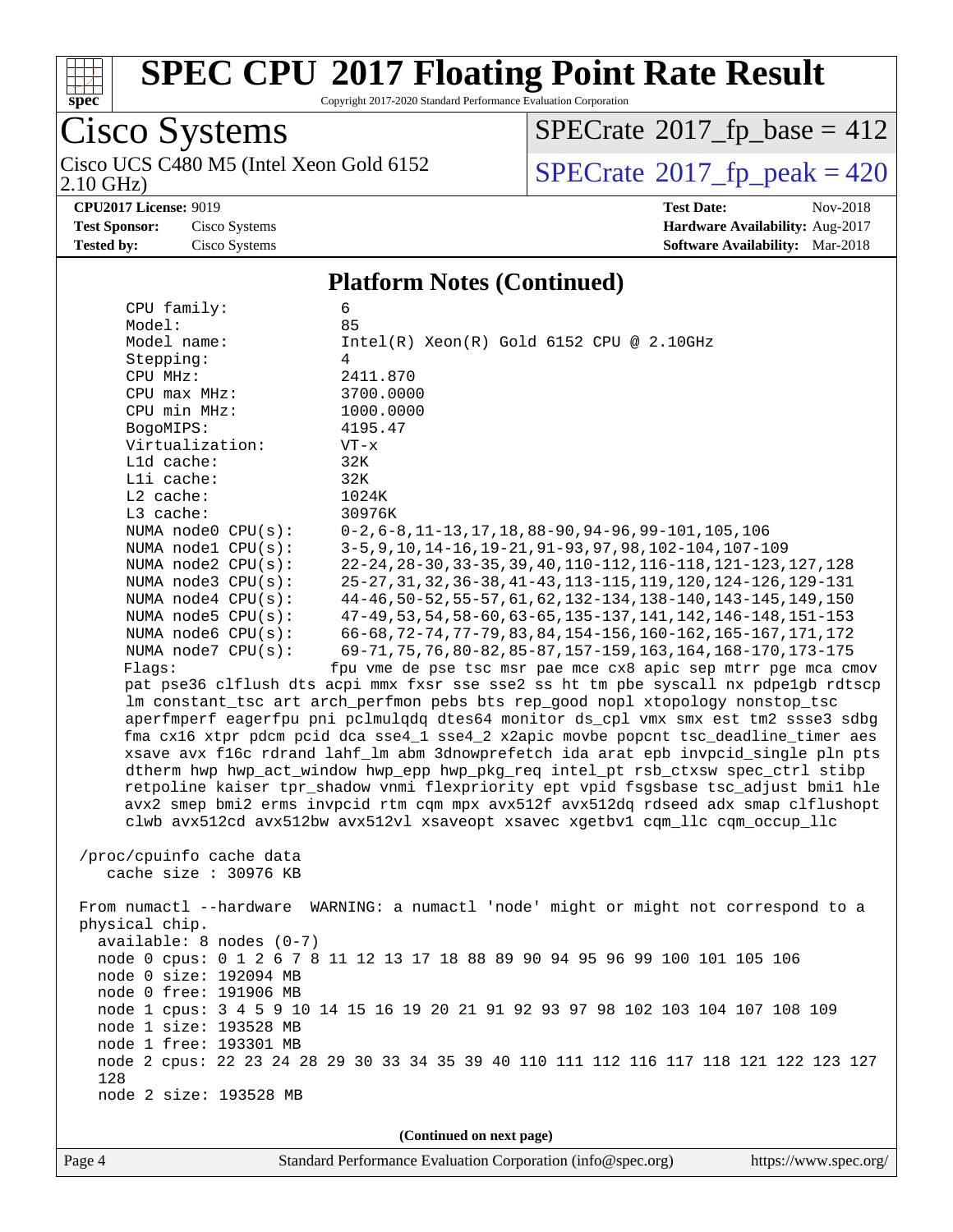# SPEC CPU 2017 Floating Point Rate Result

Copyright 2017-2020 Standard Performance Evaluation Corporation

## Cisco Systems

Cisco UCS C480 M5 (Intel Xeon Gold 6152 2.10 GHz)

SPECrate 2017_fp_base = 412

SPECrate 2017_fp_peak = 420

**CPU2017 License:** 9019
**Test Sponsor:** Cisco Systems
**Tested by:** Cisco Systems

**Test Date:** Nov-2018
**Hardware Availability:** Aug-2017
**Software Availability:** Mar-2018

### Platform Notes (Continued)

```
     CPU family:            6
     Model:                 85
     Model name:            Intel(R) Xeon(R) Gold 6152 CPU @ 2.10GHz
     Stepping:              4
     CPU MHz:               2411.870
     CPU max MHz:           3700.0000
     CPU min MHz:           1000.0000
     BogoMIPS:              4195.47
     Virtualization:        VT-x
     L1d cache:             32K
     L1i cache:             32K
     L2 cache:              1024K
     L3 cache:              30976K
     NUMA node0 CPU(s):     0-2,6-8,11-13,17,18,88-90,94-96,99-101,105,106
     NUMA node1 CPU(s):     3-5,9,10,14-16,19-21,91-93,97,98,102-104,107-109
     NUMA node2 CPU(s):     22-24,28-30,33-35,39,40,110-112,116-118,121-123,127,128
     NUMA node3 CPU(s):     25-27,31,32,36-38,41-43,113-115,119,120,124-126,129-131
     NUMA node4 CPU(s):     44-46,50-52,55-57,61,62,132-134,138-140,143-145,149,150
     NUMA node5 CPU(s):     47-49,53,54,58-60,63-65,135-137,141,142,146-148,151-153
     NUMA node6 CPU(s):     66-68,72-74,77-79,83,84,154-156,160-162,165-167,171,172
     NUMA node7 CPU(s):     69-71,75,76,80-82,85-87,157-159,163,164,168-170,173-175
     Flags:                 fpu vme de pse tsc msr pae mce cx8 apic sep mtrr pge mca cmov
     pat pse36 clflush dts acpi mmx fxsr sse sse2 ss ht tm pbe syscall nx pdpe1gb rdtscp
     lm constant_tsc art arch_perfmon pebs bts rep_good nopl xtopology nonstop_tsc
     aperfmperf eagerfpu pni pclmulqdq dtes64 monitor ds_cpl vmx smx est tm2 ssse3 sdbg
     fma cx16 xtpr pdcm pcid dca sse4_1 sse4_2 x2apic movbe popcnt tsc_deadline_timer aes
     xsave avx f16c rdrand lahf_lm abm 3dnowprefetch ida arat epb invpcid_single pln pts
     dtherm hwp hwp_act_window hwp_epp hwp_pkg_req intel_pt rsb_ctxsw spec_ctrl stibp
     retpoline kaiser tpr_shadow vnmi flexpriority ept vpid fsgsbase tsc_adjust bmi1 hle
     avx2 smep bmi2 erms invpcid rtm cqm mpx avx512f avx512dq rdseed adx smap clflushopt
     clwb avx512cd avx512bw avx512vl xsaveopt xsavec xgetbv1 cqm_llc cqm_occup_llc

 /proc/cpuinfo cache data
    cache size : 30976 KB

 From numactl --hardware  WARNING: a numactl 'node' might or might not correspond to a
 physical chip.
   available: 8 nodes (0-7)
   node 0 cpus: 0 1 2 6 7 8 11 12 13 17 18 88 89 90 94 95 96 99 100 101 105 106
   node 0 size: 192094 MB
   node 0 free: 191906 MB
   node 1 cpus: 3 4 5 9 10 14 15 16 19 20 21 91 92 93 97 98 102 103 104 107 108 109
   node 1 size: 193528 MB
   node 1 free: 193301 MB
   node 2 cpus: 22 23 24 28 29 30 33 34 35 39 40 110 111 112 116 117 118 121 122 123 127
   128
   node 2 size: 193528 MB
```

(Continued on next page)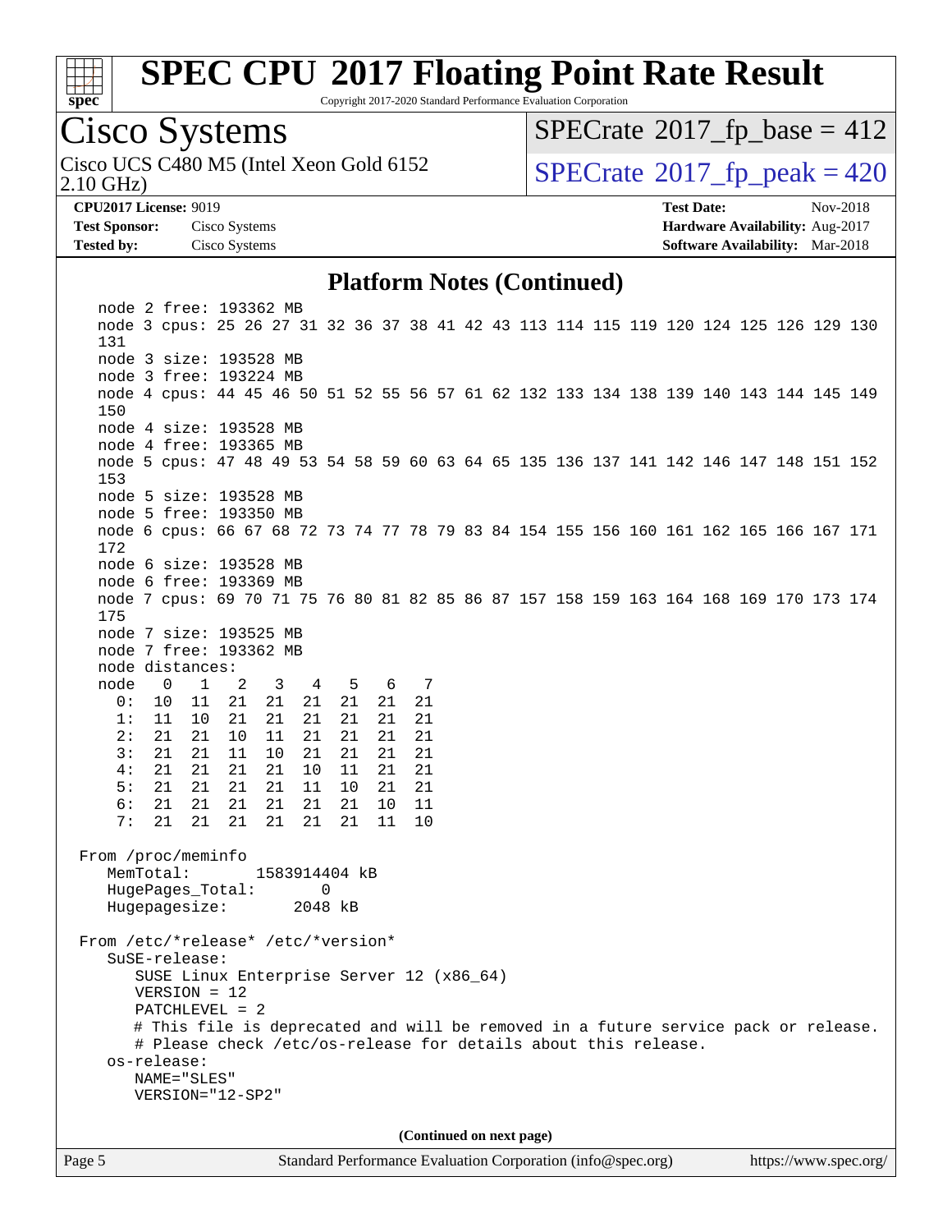# SPEC CPU 2017 Floating Point Rate Result

Copyright 2017-2020 Standard Performance Evaluation Corporation

**Cisco Systems**

Cisco UCS C480 M5 (Intel Xeon Gold 6152 2.10 GHz)

SPECrate 2017_fp_base = 412

SPECrate 2017_fp_peak = 420

**CPU2017 License:** 9019
**Test Sponsor:** Cisco Systems
**Tested by:** Cisco Systems

**Test Date:** Nov-2018
**Hardware Availability:** Aug-2017
**Software Availability:** Mar-2018

## Platform Notes (Continued)

```
   node 2 free: 193362 MB
   node 3 cpus: 25 26 27 31 32 36 37 38 41 42 43 113 114 115 119 120 124 125 126 129 130
   131
   node 3 size: 193528 MB
   node 3 free: 193224 MB
   node 4 cpus: 44 45 46 50 51 52 55 56 57 61 62 132 133 134 138 139 140 143 144 145 149
   150
   node 4 size: 193528 MB
   node 4 free: 193365 MB
   node 5 cpus: 47 48 49 53 54 58 59 60 63 64 65 135 136 137 141 142 146 147 148 151 152
   153
   node 5 size: 193528 MB
   node 5 free: 193350 MB
   node 6 cpus: 66 67 68 72 73 74 77 78 79 83 84 154 155 156 160 161 162 165 166 167 171
   172
   node 6 size: 193528 MB
   node 6 free: 193369 MB
   node 7 cpus: 69 70 71 75 76 80 81 82 85 86 87 157 158 159 163 164 168 169 170 173 174
   175
   node 7 size: 193525 MB
   node 7 free: 193362 MB
   node distances:
   node   0   1   2   3   4   5   6   7
     0:  10  11  21  21  21  21  21  21
     1:  11  10  21  21  21  21  21  21
     2:  21  21  10  11  21  21  21  21
     3:  21  21  11  10  21  21  21  21
     4:  21  21  21  21  10  11  21  21
     5:  21  21  21  21  11  10  21  21
     6:  21  21  21  21  21  21  10  11
     7:  21  21  21  21  21  21  11  10

 From /proc/meminfo
    MemTotal:       1583914404 kB
    HugePages_Total:       0
    Hugepagesize:       2048 kB

 From /etc/*release* /etc/*version*
    SuSE-release:
       SUSE Linux Enterprise Server 12 (x86_64)
       VERSION = 12
       PATCHLEVEL = 2
       # This file is deprecated and will be removed in a future service pack or release.
       # Please check /etc/os-release for details about this release.
    os-release:
       NAME="SLES"
       VERSION="12-SP2"
```

(Continued on next page)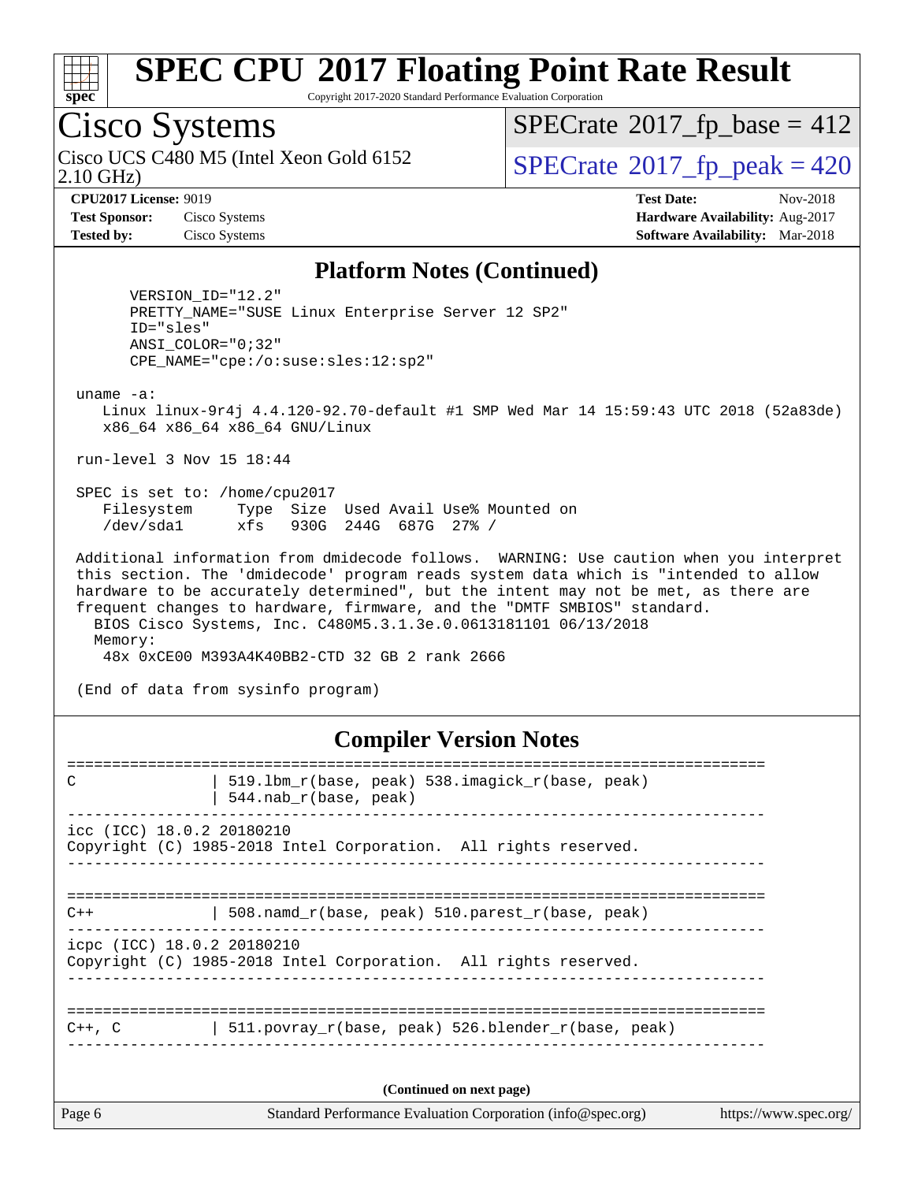# SPEC CPU 2017 Floating Point Rate Result

Copyright 2017-2020 Standard Performance Evaluation Corporation

## Cisco Systems

Cisco UCS C480 M5 (Intel Xeon Gold 6152 2.10 GHz)

SPECrate 2017_fp_base = 412

SPECrate 2017_fp_peak = 420

**CPU2017 License:** 9019
**Test Sponsor:** Cisco Systems
**Tested by:** Cisco Systems

**Test Date:** Nov-2018
**Hardware Availability:** Aug-2017
**Software Availability:** Mar-2018

### Platform Notes (Continued)

```
      VERSION_ID="12.2"
      PRETTY_NAME="SUSE Linux Enterprise Server 12 SP2"
      ID="sles"
      ANSI_COLOR="0;32"
      CPE_NAME="cpe:/o:suse:sles:12:sp2"

 uname -a:
    Linux linux-9r4j 4.4.120-92.70-default #1 SMP Wed Mar 14 15:59:43 UTC 2018 (52a83de)
    x86_64 x86_64 x86_64 GNU/Linux

 run-level 3 Nov 15 18:44

 SPEC is set to: /home/cpu2017
    Filesystem     Type  Size  Used Avail Use% Mounted on
    /dev/sda1      xfs   930G  244G  687G  27% /

 Additional information from dmidecode follows.  WARNING: Use caution when you interpret
 this section. The 'dmidecode' program reads system data which is "intended to allow
 hardware to be accurately determined", but the intent may not be met, as there are
 frequent changes to hardware, firmware, and the "DMTF SMBIOS" standard.
   BIOS Cisco Systems, Inc. C480M5.3.1.3e.0.0613181101 06/13/2018
   Memory:
    48x 0xCE00 M393A4K40BB2-CTD 32 GB 2 rank 2666

 (End of data from sysinfo program)
```

### Compiler Version Notes

```
==============================================================================
C               | 519.lbm_r(base, peak) 538.imagick_r(base, peak)
                | 544.nab_r(base, peak)
------------------------------------------------------------------------------
icc (ICC) 18.0.2 20180210
Copyright (C) 1985-2018 Intel Corporation.  All rights reserved.
------------------------------------------------------------------------------

==============================================================================
C++             | 508.namd_r(base, peak) 510.parest_r(base, peak)
------------------------------------------------------------------------------
icpc (ICC) 18.0.2 20180210
Copyright (C) 1985-2018 Intel Corporation.  All rights reserved.
------------------------------------------------------------------------------

==============================================================================
C++, C          | 511.povray_r(base, peak) 526.blender_r(base, peak)
------------------------------------------------------------------------------
```

(Continued on next page)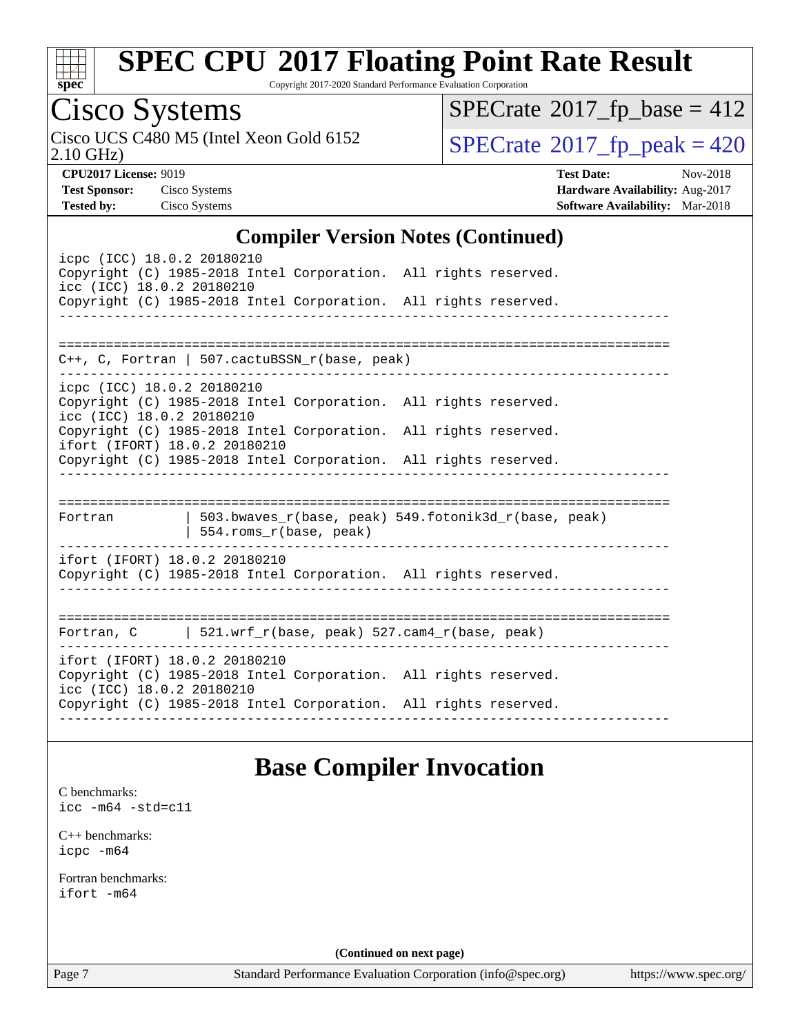# SPEC CPU 2017 Floating Point Rate Result

Copyright 2017-2020 Standard Performance Evaluation Corporation

## Cisco Systems

Cisco UCS C480 M5 (Intel Xeon Gold 6152 2.10 GHz)

SPECrate 2017_fp_base = 412

SPECrate 2017_fp_peak = 420

**CPU2017 License:** 9019
**Test Sponsor:** Cisco Systems
**Tested by:** Cisco Systems

**Test Date:** Nov-2018
**Hardware Availability:** Aug-2017
**Software Availability:** Mar-2018

### Compiler Version Notes (Continued)

```
icpc (ICC) 18.0.2 20180210
Copyright (C) 1985-2018 Intel Corporation.  All rights reserved.
icc (ICC) 18.0.2 20180210
Copyright (C) 1985-2018 Intel Corporation.  All rights reserved.
------------------------------------------------------------------------------

==============================================================================
C++, C, Fortran | 507.cactuBSSN_r(base, peak)
------------------------------------------------------------------------------
icpc (ICC) 18.0.2 20180210
Copyright (C) 1985-2018 Intel Corporation.  All rights reserved.
icc (ICC) 18.0.2 20180210
Copyright (C) 1985-2018 Intel Corporation.  All rights reserved.
ifort (IFORT) 18.0.2 20180210
Copyright (C) 1985-2018 Intel Corporation.  All rights reserved.
------------------------------------------------------------------------------

==============================================================================
Fortran         | 503.bwaves_r(base, peak) 549.fotonik3d_r(base, peak)
                | 554.roms_r(base, peak)
------------------------------------------------------------------------------
ifort (IFORT) 18.0.2 20180210
Copyright (C) 1985-2018 Intel Corporation.  All rights reserved.
------------------------------------------------------------------------------

==============================================================================
Fortran, C      | 521.wrf_r(base, peak) 527.cam4_r(base, peak)
------------------------------------------------------------------------------
ifort (IFORT) 18.0.2 20180210
Copyright (C) 1985-2018 Intel Corporation.  All rights reserved.
icc (ICC) 18.0.2 20180210
Copyright (C) 1985-2018 Intel Corporation.  All rights reserved.
------------------------------------------------------------------------------
```

## Base Compiler Invocation

C benchmarks:
`icc -m64 -std=c11`

C++ benchmarks:
`icpc -m64`

Fortran benchmarks:
`ifort -m64`

**(Continued on next page)**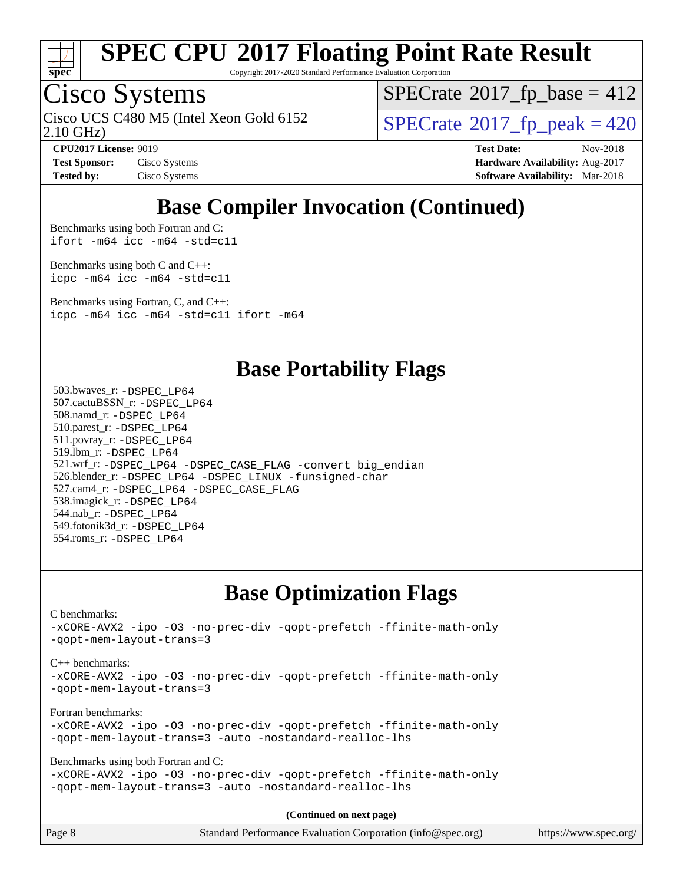# SPEC CPU 2017 Floating Point Rate Result

Copyright 2017-2020 Standard Performance Evaluation Corporation

## Cisco Systems

Cisco UCS C480 M5 (Intel Xeon Gold 6152 2.10 GHz)

SPECrate 2017_fp_base = 412

SPECrate 2017_fp_peak = 420

**CPU2017 License:** 9019
**Test Sponsor:** Cisco Systems
**Tested by:** Cisco Systems

**Test Date:** Nov-2018
**Hardware Availability:** Aug-2017
**Software Availability:** Mar-2018

## Base Compiler Invocation (Continued)

Benchmarks using both Fortran and C:
`ifort -m64 icc -m64 -std=c11`

Benchmarks using both C and C++:
`icpc -m64 icc -m64 -std=c11`

Benchmarks using Fortran, C, and C++:
`icpc -m64 icc -m64 -std=c11 ifort -m64`

## Base Portability Flags

503.bwaves_r: `-DSPEC_LP64`
507.cactuBSSN_r: `-DSPEC_LP64`
508.namd_r: `-DSPEC_LP64`
510.parest_r: `-DSPEC_LP64`
511.povray_r: `-DSPEC_LP64`
519.lbm_r: `-DSPEC_LP64`
521.wrf_r: `-DSPEC_LP64 -DSPEC_CASE_FLAG -convert big_endian`
526.blender_r: `-DSPEC_LP64 -DSPEC_LINUX -funsigned-char`
527.cam4_r: `-DSPEC_LP64 -DSPEC_CASE_FLAG`
538.imagick_r: `-DSPEC_LP64`
544.nab_r: `-DSPEC_LP64`
549.fotonik3d_r: `-DSPEC_LP64`
554.roms_r: `-DSPEC_LP64`

## Base Optimization Flags

C benchmarks:
`-xCORE-AVX2 -ipo -O3 -no-prec-div -qopt-prefetch -ffinite-math-only -qopt-mem-layout-trans=3`

C++ benchmarks:
`-xCORE-AVX2 -ipo -O3 -no-prec-div -qopt-prefetch -ffinite-math-only -qopt-mem-layout-trans=3`

Fortran benchmarks:
`-xCORE-AVX2 -ipo -O3 -no-prec-div -qopt-prefetch -ffinite-math-only -qopt-mem-layout-trans=3 -auto -nostandard-realloc-lhs`

Benchmarks using both Fortran and C:
`-xCORE-AVX2 -ipo -O3 -no-prec-div -qopt-prefetch -ffinite-math-only -qopt-mem-layout-trans=3 -auto -nostandard-realloc-lhs`

**(Continued on next page)**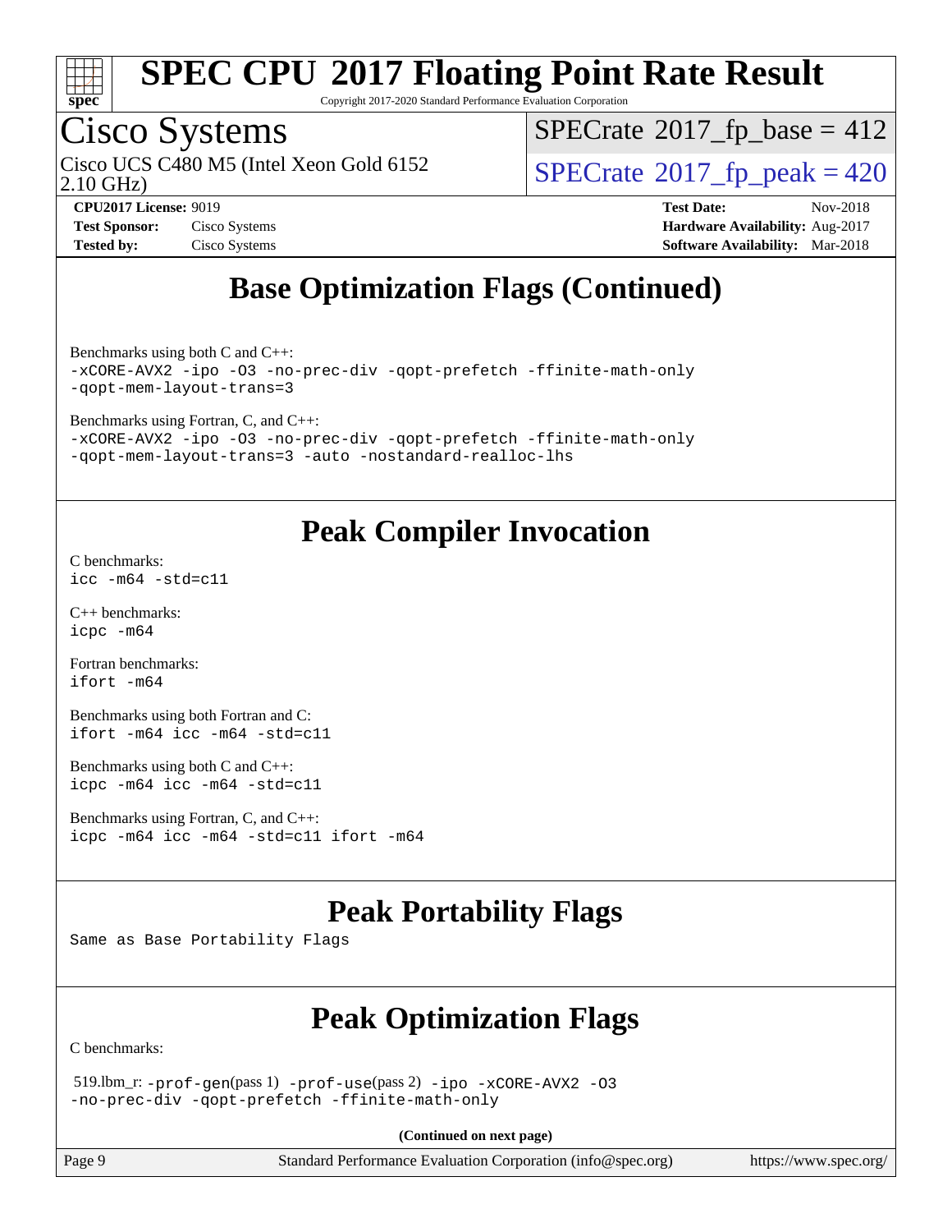# Base Optimization Flags (Continued)

Benchmarks using both C and C++:
```
-xCORE-AVX2 -ipo -O3 -no-prec-div -qopt-prefetch -ffinite-math-only
-qopt-mem-layout-trans=3
```

Benchmarks using Fortran, C, and C++:
```
-xCORE-AVX2 -ipo -O3 -no-prec-div -qopt-prefetch -ffinite-math-only
-qopt-mem-layout-trans=3 -auto -nostandard-realloc-lhs
```

# Peak Compiler Invocation

C benchmarks:
```
icc -m64 -std=c11
```

C++ benchmarks:
```
icpc -m64
```

Fortran benchmarks:
```
ifort -m64
```

Benchmarks using both Fortran and C:
```
ifort -m64 icc -m64 -std=c11
```

Benchmarks using both C and C++:
```
icpc -m64 icc -m64 -std=c11
```

Benchmarks using Fortran, C, and C++:
```
icpc -m64 icc -m64 -std=c11 ifort -m64
```

# Peak Portability Flags

Same as Base Portability Flags

# Peak Optimization Flags

C benchmarks:

519.lbm_r: `-prof-gen`(pass 1) `-prof-use`(pass 2) `-ipo -xCORE-AVX2 -O3 -no-prec-div -qopt-prefetch -ffinite-math-only`

**(Continued on next page)**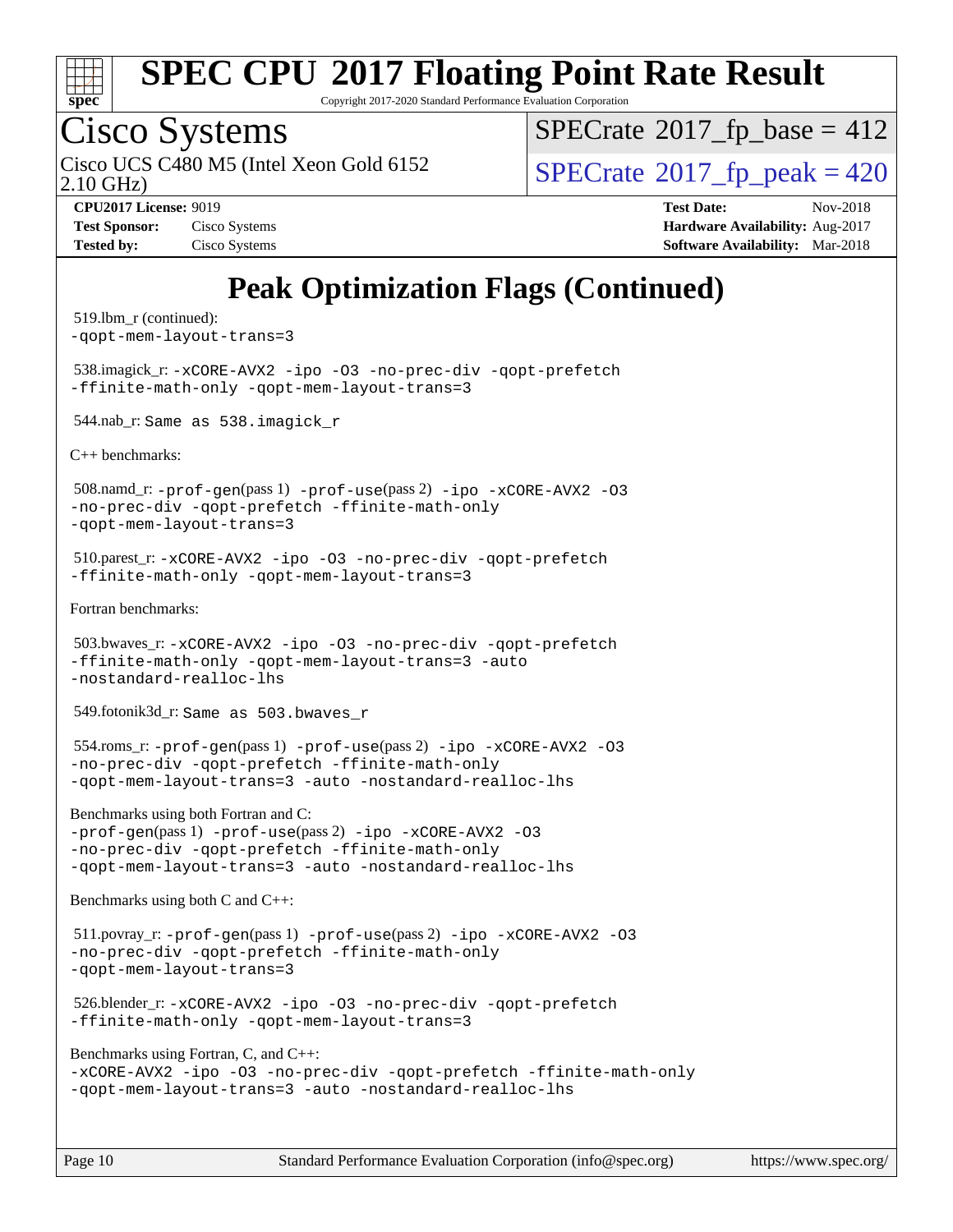# Peak Optimization Flags (Continued)

519.lbm_r (continued):
-qopt-mem-layout-trans=3

538.imagick_r: -xCORE-AVX2 -ipo -O3 -no-prec-div -qopt-prefetch -ffinite-math-only -qopt-mem-layout-trans=3

544.nab_r: Same as 538.imagick_r

C++ benchmarks:

508.namd_r: -prof-gen(pass 1) -prof-use(pass 2) -ipo -xCORE-AVX2 -O3 -no-prec-div -qopt-prefetch -ffinite-math-only -qopt-mem-layout-trans=3

510.parest_r: -xCORE-AVX2 -ipo -O3 -no-prec-div -qopt-prefetch -ffinite-math-only -qopt-mem-layout-trans=3

Fortran benchmarks:

503.bwaves_r: -xCORE-AVX2 -ipo -O3 -no-prec-div -qopt-prefetch -ffinite-math-only -qopt-mem-layout-trans=3 -auto -nostandard-realloc-lhs

549.fotonik3d_r: Same as 503.bwaves_r

554.roms_r: -prof-gen(pass 1) -prof-use(pass 2) -ipo -xCORE-AVX2 -O3 -no-prec-div -qopt-prefetch -ffinite-math-only -qopt-mem-layout-trans=3 -auto -nostandard-realloc-lhs

Benchmarks using both Fortran and C:
-prof-gen(pass 1) -prof-use(pass 2) -ipo -xCORE-AVX2 -O3 -no-prec-div -qopt-prefetch -ffinite-math-only -qopt-mem-layout-trans=3 -auto -nostandard-realloc-lhs

Benchmarks using both C and C++:

511.povray_r: -prof-gen(pass 1) -prof-use(pass 2) -ipo -xCORE-AVX2 -O3 -no-prec-div -qopt-prefetch -ffinite-math-only -qopt-mem-layout-trans=3

526.blender_r: -xCORE-AVX2 -ipo -O3 -no-prec-div -qopt-prefetch -ffinite-math-only -qopt-mem-layout-trans=3

Benchmarks using Fortran, C, and C++:
-xCORE-AVX2 -ipo -O3 -no-prec-div -qopt-prefetch -ffinite-math-only -qopt-mem-layout-trans=3 -auto -nostandard-realloc-lhs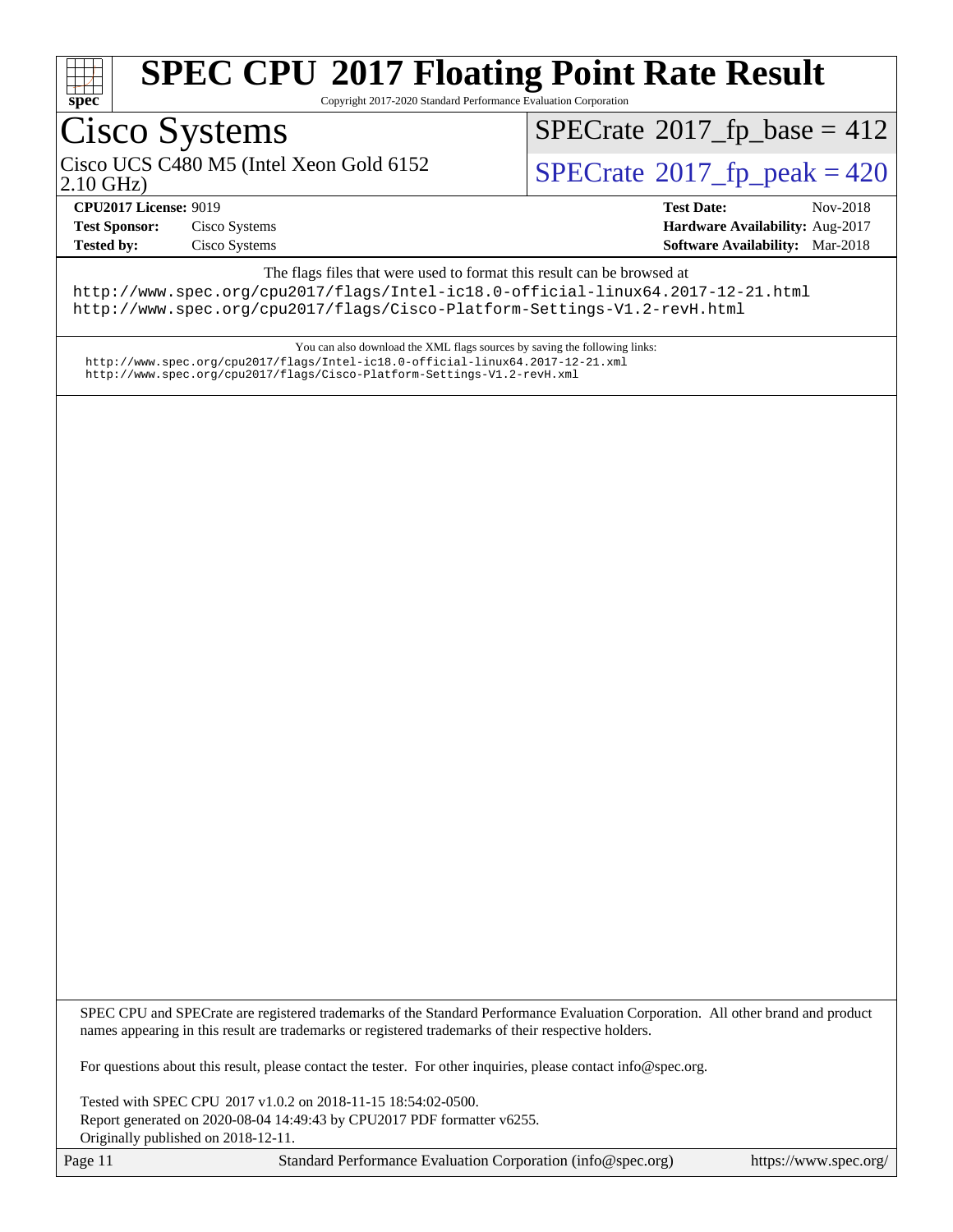The flags files that were used to format this result can be browsed at
http://www.spec.org/cpu2017/flags/Intel-ic18.0-official-linux64.2017-12-21.html
http://www.spec.org/cpu2017/flags/Cisco-Platform-Settings-V1.2-revH.html

You can also download the XML flags sources by saving the following links:
http://www.spec.org/cpu2017/flags/Intel-ic18.0-official-linux64.2017-12-21.xml
http://www.spec.org/cpu2017/flags/Cisco-Platform-Settings-V1.2-revH.xml

SPEC CPU and SPECrate are registered trademarks of the Standard Performance Evaluation Corporation. All other brand and product names appearing in this result are trademarks or registered trademarks of their respective holders.

For questions about this result, please contact the tester. For other inquiries, please contact info@spec.org.

Tested with SPEC CPU 2017 v1.0.2 on 2018-11-15 18:54:02-0500.
Report generated on 2020-08-04 14:49:43 by CPU2017 PDF formatter v6255.
Originally published on 2018-12-11.